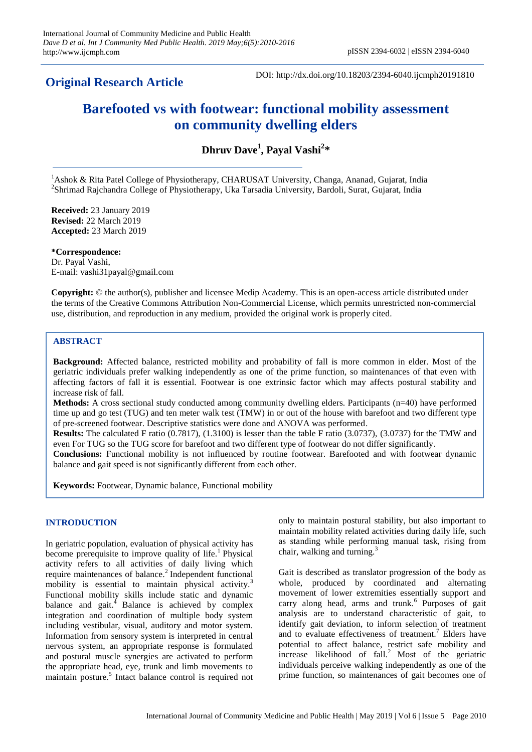**Original Research Article**

DOI: http://dx.doi.org/10.18203/2394-6040.ijcmph20191810

# Barefooted vs with footwear: functional mobility assessment on community dwelling elders

**Dhruv Dave[1], Payal Vashi[2]***

[1]Ashok & Rita Patel College of Physiotherapy, CHARUSAT University, Changa, Ananad, Gujarat, India
[2]Shrimad Rajchandra College of Physiotherapy, Uka Tarsadia University, Bardoli, Surat, Gujarat, India

**Received:** 23 January 2019
**Revised:** 22 March 2019
**Accepted:** 23 March 2019

***Correspondence:**
Dr. Payal Vashi,
E-mail: vashi31payal@gmail.com

**Copyright:** © the author(s), publisher and licensee Medip Academy. This is an open-access article distributed under the terms of the Creative Commons Attribution Non-Commercial License, which permits unrestricted non-commercial use, distribution, and reproduction in any medium, provided the original work is properly cited.

## ABSTRACT

**Background:** Affected balance, restricted mobility and probability of fall is more common in elder. Most of the geriatric individuals prefer walking independently as one of the prime function, so maintenances of that even with affecting factors of fall it is essential. Footwear is one extrinsic factor which may affects postural stability and increase risk of fall.

**Methods:** A cross sectional study conducted among community dwelling elders. Participants (n=40) have performed time up and go test (TUG) and ten meter walk test (TMW) in or out of the house with barefoot and two different type of pre-screened footwear. Descriptive statistics were done and ANOVA was performed.

**Results:** The calculated F ratio (0.7817), (1.3100) is lesser than the table F ratio (3.0737), (3.0737) for the TMW and even For TUG so the TUG score for barefoot and two different type of footwear do not differ significantly.

**Conclusions:** Functional mobility is not influenced by routine footwear. Barefooted and with footwear dynamic balance and gait speed is not significantly different from each other.

**Keywords:** Footwear, Dynamic balance, Functional mobility

## INTRODUCTION

In geriatric population, evaluation of physical activity has become prerequisite to improve quality of life.[1] Physical activity refers to all activities of daily living which require maintenances of balance.[2] Independent functional mobility is essential to maintain physical activity.[3] Functional mobility skills include static and dynamic balance and gait.[4] Balance is achieved by complex integration and coordination of multiple body system including vestibular, visual, auditory and motor system. Information from sensory system is interpreted in central nervous system, an appropriate response is formulated and postural muscle synergies are activated to perform the appropriate head, eye, trunk and limb movements to maintain posture.[5] Intact balance control is required not only to maintain postural stability, but also important to maintain mobility related activities during daily life, such as standing while performing manual task, rising from chair, walking and turning.[3]

Gait is described as translator progression of the body as whole, produced by coordinated and alternating movement of lower extremities essentially support and carry along head, arms and trunk.[6] Purposes of gait analysis are to understand characteristic of gait, to identify gait deviation, to inform selection of treatment and to evaluate effectiveness of treatment.[7] Elders have potential to affect balance, restrict safe mobility and increase likelihood of fall.[2] Most of the geriatric individuals perceive walking independently as one of the prime function, so maintenances of gait becomes one of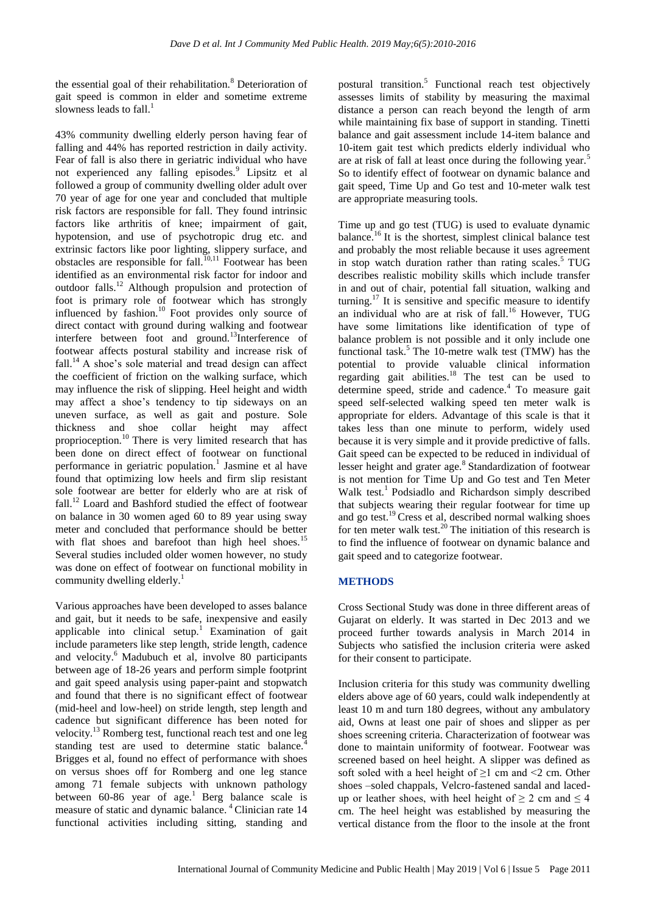the essential goal of their rehabilitation.[8] Deterioration of gait speed is common in elder and sometime extreme slowness leads to fall.[1]

43% community dwelling elderly person having fear of falling and 44% has reported restriction in daily activity. Fear of fall is also there in geriatric individual who have not experienced any falling episodes.[9] Lipsitz et al followed a group of community dwelling older adult over 70 year of age for one year and concluded that multiple risk factors are responsible for fall. They found intrinsic factors like arthritis of knee; impairment of gait, hypotension, and use of psychotropic drug etc. and extrinsic factors like poor lighting, slippery surface, and obstacles are responsible for fall.[10,11] Footwear has been identified as an environmental risk factor for indoor and outdoor falls.[12] Although propulsion and protection of foot is primary role of footwear which has strongly influenced by fashion.[10] Foot provides only source of direct contact with ground during walking and footwear interfere between foot and ground.[13]Interference of footwear affects postural stability and increase risk of fall.[14] A shoe's sole material and tread design can affect the coefficient of friction on the walking surface, which may influence the risk of slipping. Heel height and width may affect a shoe's tendency to tip sideways on an uneven surface, as well as gait and posture. Sole thickness and shoe collar height may affect proprioception.[10] There is very limited research that has been done on direct effect of footwear on functional performance in geriatric population.[1] Jasmine et al have found that optimizing low heels and firm slip resistant sole footwear are better for elderly who are at risk of fall.[12] Loard and Bashford studied the effect of footwear on balance in 30 women aged 60 to 89 year using sway meter and concluded that performance should be better with flat shoes and barefoot than high heel shoes.[15] Several studies included older women however, no study was done on effect of footwear on functional mobility in community dwelling elderly.[1]

Various approaches have been developed to asses balance and gait, but it needs to be safe, inexpensive and easily applicable into clinical setup.[1] Examination of gait include parameters like step length, stride length, cadence and velocity.[6] Madubuch et al, involve 80 participants between age of 18-26 years and perform simple footprint and gait speed analysis using paper-paint and stopwatch and found that there is no significant effect of footwear (mid-heel and low-heel) on stride length, step length and cadence but significant difference has been noted for velocity.[13] Romberg test, functional reach test and one leg standing test are used to determine static balance.[4] Brigges et al, found no effect of performance with shoes on versus shoes off for Romberg and one leg stance among 71 female subjects with unknown pathology between 60-86 year of age.[1] Berg balance scale is measure of static and dynamic balance. [4] Clinician rate 14 functional activities including sitting, standing and postural transition.[5] Functional reach test objectively assesses limits of stability by measuring the maximal distance a person can reach beyond the length of arm while maintaining fix base of support in standing. Tinetti balance and gait assessment include 14-item balance and 10-item gait test which predicts elderly individual who are at risk of fall at least once during the following year.[5] So to identify effect of footwear on dynamic balance and gait speed, Time Up and Go test and 10-meter walk test are appropriate measuring tools.

Time up and go test (TUG) is used to evaluate dynamic balance.[16] It is the shortest, simplest clinical balance test and probably the most reliable because it uses agreement in stop watch duration rather than rating scales.[5] TUG describes realistic mobility skills which include transfer in and out of chair, potential fall situation, walking and turning.[17] It is sensitive and specific measure to identify an individual who are at risk of fall.[16] However, TUG have some limitations like identification of type of balance problem is not possible and it only include one functional task.[5] The 10-metre walk test (TMW) has the potential to provide valuable clinical information regarding gait abilities.[18] The test can be used to determine speed, stride and cadence.[4] To measure gait speed self-selected walking speed ten meter walk is appropriate for elders. Advantage of this scale is that it takes less than one minute to perform, widely used because it is very simple and it provide predictive of falls. Gait speed can be expected to be reduced in individual of lesser height and grater age.[8] Standardization of footwear is not mention for Time Up and Go test and Ten Meter Walk test.[1] Podsiadlo and Richardson simply described that subjects wearing their regular footwear for time up and go test.[19] Cress et al, described normal walking shoes for ten meter walk test.[20] The initiation of this research is to find the influence of footwear on dynamic balance and gait speed and to categorize footwear.

## METHODS

Cross Sectional Study was done in three different areas of Gujarat on elderly. It was started in Dec 2013 and we proceed further towards analysis in March 2014 in Subjects who satisfied the inclusion criteria were asked for their consent to participate.

Inclusion criteria for this study was community dwelling elders above age of 60 years, could walk independently at least 10 m and turn 180 degrees, without any ambulatory aid, Owns at least one pair of shoes and slipper as per shoes screening criteria. Characterization of footwear was done to maintain uniformity of footwear. Footwear was screened based on heel height. A slipper was defined as soft soled with a heel height of ≥1 cm and <2 cm. Other shoes –soled chappals, Velcro-fastened sandal and laced-up or leather shoes, with heel height of ≥ 2 cm and ≤ 4 cm. The heel height was established by measuring the vertical distance from the floor to the insole at the front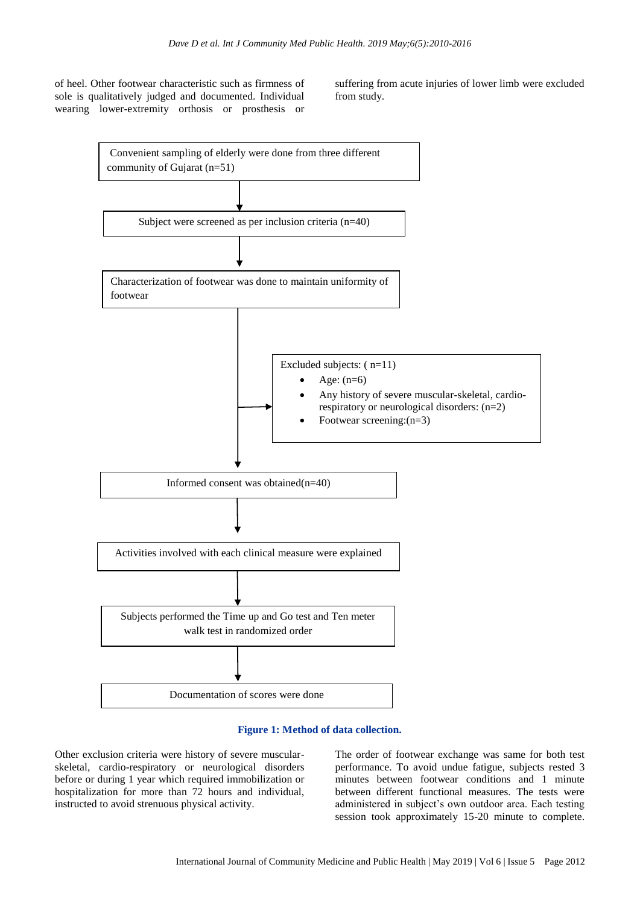of heel. Other footwear characteristic such as firmness of sole is qualitatively judged and documented. Individual wearing lower-extremity orthosis or prosthesis or suffering from acute injuries of lower limb were excluded from study.

Convenient sampling of elderly were done from three different community of Gujarat (n=51)

↓

Subject were screened as per inclusion criteria (n=40)

↓

Characterization of footwear was done to maintain uniformity of footwear

→ Excluded subjects: ( n=11)

- Age: (n=6)
- Any history of severe muscular-skeletal, cardio-respiratory or neurological disorders: (n=2)
- Footwear screening:(n=3)

↓

Informed consent was obtained(n=40)

↓

Activities involved with each clinical measure were explained

↓

Subjects performed the Time up and Go test and Ten meter walk test in randomized order

↓

Documentation of scores were done

**Figure 1: Method of data collection.**

Other exclusion criteria were history of severe muscular-skeletal, cardio-respiratory or neurological disorders before or during 1 year which required immobilization or hospitalization for more than 72 hours and individual, instructed to avoid strenuous physical activity.

The order of footwear exchange was same for both test performance. To avoid undue fatigue, subjects rested 3 minutes between footwear conditions and 1 minute between different functional measures. The tests were administered in subject's own outdoor area. Each testing session took approximately 15-20 minute to complete.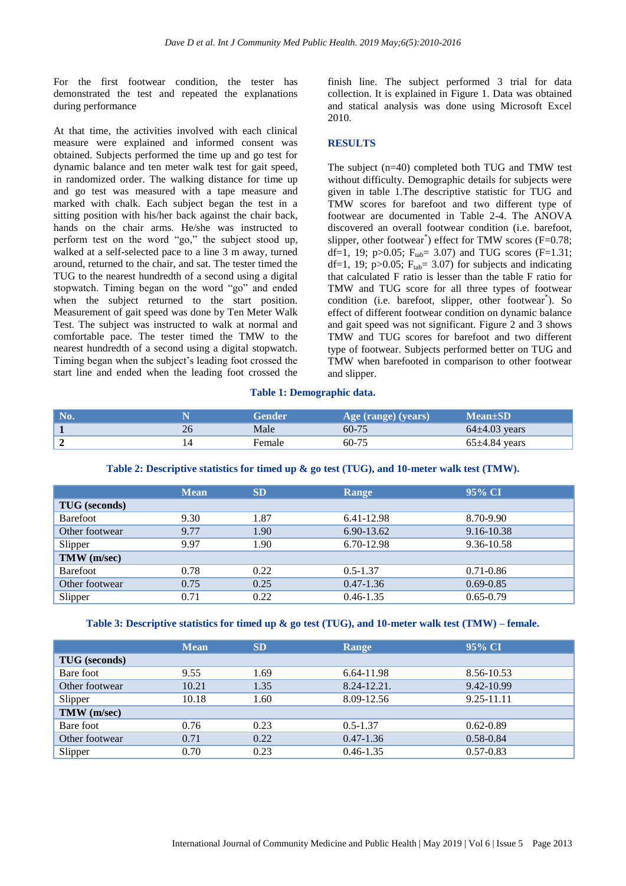For the first footwear condition, the tester has demonstrated the test and repeated the explanations during performance

At that time, the activities involved with each clinical measure were explained and informed consent was obtained. Subjects performed the time up and go test for dynamic balance and ten meter walk test for gait speed, in randomized order. The walking distance for time up and go test was measured with a tape measure and marked with chalk. Each subject began the test in a sitting position with his/her back against the chair back, hands on the chair arms. He/she was instructed to perform test on the word "go," the subject stood up, walked at a self-selected pace to a line 3 m away, turned around, returned to the chair, and sat. The tester timed the TUG to the nearest hundredth of a second using a digital stopwatch. Timing began on the word "go" and ended when the subject returned to the start position. Measurement of gait speed was done by Ten Meter Walk Test. The subject was instructed to walk at normal and comfortable pace. The tester timed the TMW to the nearest hundredth of a second using a digital stopwatch. Timing began when the subject's leading foot crossed the start line and ended when the leading foot crossed the finish line. The subject performed 3 trial for data collection. It is explained in Figure 1. Data was obtained and statical analysis was done using Microsoft Excel 2010.

## RESULTS

The subject (n=40) completed both TUG and TMW test without difficulty. Demographic details for subjects were given in table 1.The descriptive statistic for TUG and TMW scores for barefoot and two different type of footwear are documented in Table 2-4. The ANOVA discovered an overall footwear condition (i.e. barefoot, slipper, other footwear*) effect for TMW scores (F=0.78; df=1, 19; p>0.05; $F_{tab}$= 3.07) and TUG scores (F=1.31; df=1, 19; p>0.05; $F_{tab}$= 3.07) for subjects and indicating that calculated F ratio is lesser than the table F ratio for TMW and TUG score for all three types of footwear condition (i.e. barefoot, slipper, other footwear*). So effect of different footwear condition on dynamic balance and gait speed was not significant. Figure 2 and 3 shows TMW and TUG scores for barefoot and two different type of footwear. Subjects performed better on TUG and TMW when barefooted in comparison to other footwear and slipper.

**Table 1: Demographic data.**

| No. | N | Gender | Age (range) (years) | Mean±SD |
|---|---|---|---|---|
| **1** | 26 | Male | 60-75 | 64±4.03 years |
| **2** | 14 | Female | 60-75 | 65±4.84 years |

**Table 2: Descriptive statistics for timed up & go test (TUG), and 10-meter walk test (TMW).**

| | Mean | SD | Range | 95% CI |
|---|---|---|---|---|
| **TUG (seconds)** | | | | |
| Barefoot | 9.30 | 1.87 | 6.41-12.98 | 8.70-9.90 |
| Other footwear | 9.77 | 1.90 | 6.90-13.62 | 9.16-10.38 |
| Slipper | 9.97 | 1.90 | 6.70-12.98 | 9.36-10.58 |
| **TMW (m/sec)** | | | | |
| Barefoot | 0.78 | 0.22 | 0.5-1.37 | 0.71-0.86 |
| Other footwear | 0.75 | 0.25 | 0.47-1.36 | 0.69-0.85 |
| Slipper | 0.71 | 0.22 | 0.46-1.35 | 0.65-0.79 |

**Table 3: Descriptive statistics for timed up & go test (TUG), and 10-meter walk test (TMW) – female.**

| | Mean | SD | Range | 95% CI |
|---|---|---|---|---|
| **TUG (seconds)** | | | | |
| Bare foot | 9.55 | 1.69 | 6.64-11.98 | 8.56-10.53 |
| Other footwear | 10.21 | 1.35 | 8.24-12.21. | 9.42-10.99 |
| Slipper | 10.18 | 1.60 | 8.09-12.56 | 9.25-11.11 |
| **TMW (m/sec)** | | | | |
| Bare foot | 0.76 | 0.23 | 0.5-1.37 | 0.62-0.89 |
| Other footwear | 0.71 | 0.22 | 0.47-1.36 | 0.58-0.84 |
| Slipper | 0.70 | 0.23 | 0.46-1.35 | 0.57-0.83 |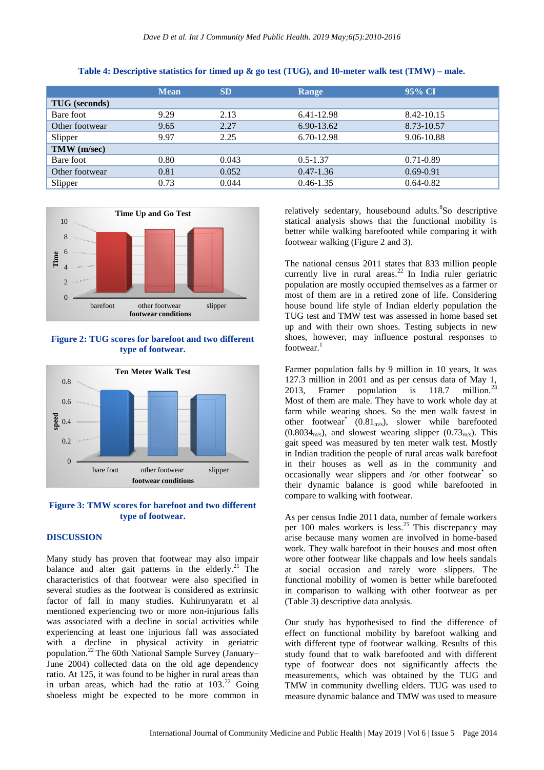**Table 4: Descriptive statistics for timed up & go test (TUG), and 10-meter walk test (TMW) – male.**

| | Mean | SD | Range | 95% CI |
|---|---|---|---|---|
| **TUG (seconds)** | | | | |
| Bare foot | 9.29 | 2.13 | 6.41-12.98 | 8.42-10.15 |
| Other footwear | 9.65 | 2.27 | 6.90-13.62 | 8.73-10.57 |
| Slipper | 9.97 | 2.25 | 6.70-12.98 | 9.06-10.88 |
| **TMW (m/sec)** | | | | |
| Bare foot | 0.80 | 0.043 | 0.5-1.37 | 0.71-0.89 |
| Other footwear | 0.81 | 0.052 | 0.47-1.36 | 0.69-0.91 |
| Slipper | 0.73 | 0.044 | 0.46-1.35 | 0.64-0.82 |

**Figure 2: TUG scores for barefoot and two different type of footwear.**

**Figure 3: TMW scores for barefoot and two different type of footwear.**

## DISCUSSION

Many study has proven that footwear may also impair balance and alter gait patterns in the elderly.[21] The characteristics of that footwear were also specified in several studies as the footwear is considered as extrinsic factor of fall in many studies. Kuhirunyaratn et al mentioned experiencing two or more non-injurious falls was associated with a decline in social activities while experiencing at least one injurious fall was associated with a decline in physical activity in geriatric population.[22] The 60th National Sample Survey (January–June 2004) collected data on the old age dependency ratio. At 125, it was found to be higher in rural areas than in urban areas, which had the ratio at 103.[22] Going shoeless might be expected to be more common in relatively sedentary, housebound adults.[8] So descriptive statical analysis shows that the functional mobility is better while walking barefooted while comparing it with footwear walking (Figure 2 and 3).

The national census 2011 states that 833 million people currently live in rural areas.[22] In India ruler geriatric population are mostly occupied themselves as a farmer or most of them are in a retired zone of life. Considering house bound life style of Indian elderly population the TUG test and TMW test was assessed in home based set up and with their own shoes. Testing subjects in new shoes, however, may influence postural responses to footwear.[1]

Farmer population falls by 9 million in 10 years, It was 127.3 million in 2001 and as per census data of May 1, 2013, Framer population is 118.7 million.[23] Most of them are male. They have to work whole day at farm while wearing shoes. So the men walk fastest in other footwear* ($0.81_{m/s}$), slower while barefooted ($0.8034_{m/s}$), and slowest wearing slipper ($0.73_{m/s}$). This gait speed was measured by ten meter walk test. Mostly in Indian tradition the people of rural areas walk barefoot in their houses as well as in the community and occasionally wear slippers and /or other footwear* so their dynamic balance is good while barefooted in compare to walking with footwear.

As per census Indie 2011 data, number of female workers per 100 males workers is less.[25] This discrepancy may arise because many women are involved in home-based work. They walk barefoot in their houses and most often wore other footwear like chappals and low heels sandals at social occasion and rarely wore slippers. The functional mobility of women is better while barefooted in comparison to walking with other footwear as per (Table 3) descriptive data analysis.

Our study has hypothesised to find the difference of effect on functional mobility by barefoot walking and with different type of footwear walking. Results of this study found that to walk barefooted and with different type of footwear does not significantly affects the measurements, which was obtained by the TUG and TMW in community dwelling elders. TUG was used to measure dynamic balance and TMW was used to measure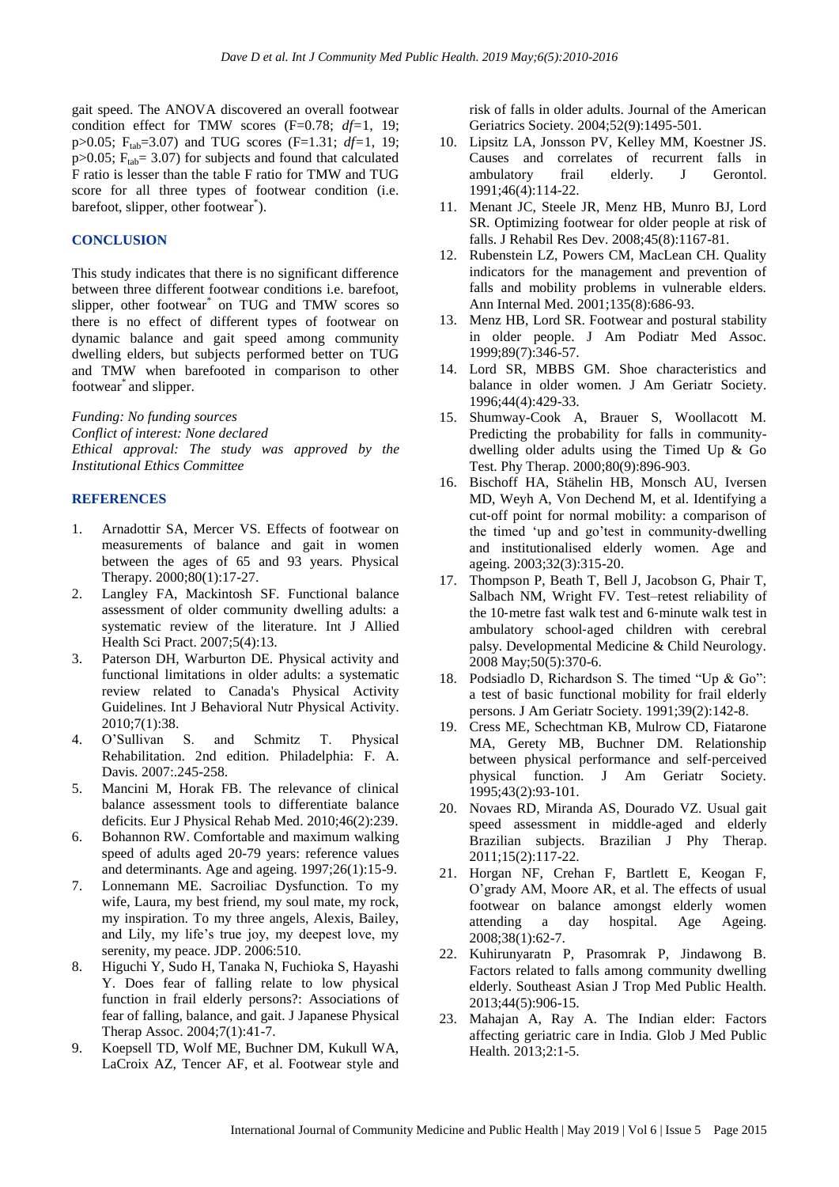gait speed. The ANOVA discovered an overall footwear condition effect for TMW scores (F=0.78; *df*=1, 19; p>0.05; $F_{tab}$=3.07) and TUG scores (F=1.31; *df*=1, 19; p>0.05; $F_{tab}$= 3.07) for subjects and found that calculated F ratio is lesser than the table F ratio for TMW and TUG score for all three types of footwear condition (i.e. barefoot, slipper, other footwear*).

## CONCLUSION

This study indicates that there is no significant difference between three different footwear conditions i.e. barefoot, slipper, other footwear* on TUG and TMW scores so there is no effect of different types of footwear on dynamic balance and gait speed among community dwelling elders, but subjects performed better on TUG and TMW when barefooted in comparison to other footwear* and slipper.

*Funding: No funding sources*
*Conflict of interest: None declared*
*Ethical approval: The study was approved by the Institutional Ethics Committee*

## REFERENCES

1. Arnadottir SA, Mercer VS. Effects of footwear on measurements of balance and gait in women between the ages of 65 and 93 years. Physical Therapy. 2000;80(1):17-27.
2. Langley FA, Mackintosh SF. Functional balance assessment of older community dwelling adults: a systematic review of the literature. Int J Allied Health Sci Pract. 2007;5(4):13.
3. Paterson DH, Warburton DE. Physical activity and functional limitations in older adults: a systematic review related to Canada's Physical Activity Guidelines. Int J Behavioral Nutr Physical Activity. 2010;7(1):38.
4. O'Sullivan S. and Schmitz T. Physical Rehabilitation. 2nd edition. Philadelphia: F. A. Davis. 2007:.245-258.
5. Mancini M, Horak FB. The relevance of clinical balance assessment tools to differentiate balance deficits. Eur J Physical Rehab Med. 2010;46(2):239.
6. Bohannon RW. Comfortable and maximum walking speed of adults aged 20-79 years: reference values and determinants. Age and ageing. 1997;26(1):15-9.
7. Lonnemann ME. Sacroiliac Dysfunction. To my wife, Laura, my best friend, my soul mate, my rock, my inspiration. To my three angels, Alexis, Bailey, and Lily, my life's true joy, my deepest love, my serenity, my peace. JDP. 2006:510.
8. Higuchi Y, Sudo H, Tanaka N, Fuchioka S, Hayashi Y. Does fear of falling relate to low physical function in frail elderly persons?: Associations of fear of falling, balance, and gait. J Japanese Physical Therap Assoc. 2004;7(1):41-7.
9. Koepsell TD, Wolf ME, Buchner DM, Kukull WA, LaCroix AZ, Tencer AF, et al. Footwear style and risk of falls in older adults. Journal of the American Geriatrics Society. 2004;52(9):1495-501.
10. Lipsitz LA, Jonsson PV, Kelley MM, Koestner JS. Causes and correlates of recurrent falls in ambulatory frail elderly. J Gerontol. 1991;46(4):114-22.
11. Menant JC, Steele JR, Menz HB, Munro BJ, Lord SR. Optimizing footwear for older people at risk of falls. J Rehabil Res Dev. 2008;45(8):1167-81.
12. Rubenstein LZ, Powers CM, MacLean CH. Quality indicators for the management and prevention of falls and mobility problems in vulnerable elders. Ann Internal Med. 2001;135(8):686-93.
13. Menz HB, Lord SR. Footwear and postural stability in older people. J Am Podiatr Med Assoc. 1999;89(7):346-57.
14. Lord SR, MBBS GM. Shoe characteristics and balance in older women. J Am Geriatr Society. 1996;44(4):429-33.
15. Shumway-Cook A, Brauer S, Woollacott M. Predicting the probability for falls in community-dwelling older adults using the Timed Up & Go Test. Phy Therap. 2000;80(9):896-903.
16. Bischoff HA, Stähelin HB, Monsch AU, Iversen MD, Weyh A, Von Dechend M, et al. Identifying a cut-off point for normal mobility: a comparison of the timed 'up and go'test in community-dwelling and institutionalised elderly women. Age and ageing. 2003;32(3):315-20.
17. Thompson P, Beath T, Bell J, Jacobson G, Phair T, Salbach NM, Wright FV. Test–retest reliability of the 10-metre fast walk test and 6-minute walk test in ambulatory school-aged children with cerebral palsy. Developmental Medicine & Child Neurology. 2008 May;50(5):370-6.
18. Podsiadlo D, Richardson S. The timed "Up & Go": a test of basic functional mobility for frail elderly persons. J Am Geriatr Society. 1991;39(2):142-8.
19. Cress ME, Schechtman KB, Mulrow CD, Fiatarone MA, Gerety MB, Buchner DM. Relationship between physical performance and self-perceived physical function. J Am Geriatr Society. 1995;43(2):93-101.
20. Novaes RD, Miranda AS, Dourado VZ. Usual gait speed assessment in middle-aged and elderly Brazilian subjects. Brazilian J Phy Therap. 2011;15(2):117-22.
21. Horgan NF, Crehan F, Bartlett E, Keogan F, O'grady AM, Moore AR, et al. The effects of usual footwear on balance amongst elderly women attending a day hospital. Age Ageing. 2008;38(1):62-7.
22. Kuhirunyaratn P, Prasomrak P, Jindawong B. Factors related to falls among community dwelling elderly. Southeast Asian J Trop Med Public Health. 2013;44(5):906-15.
23. Mahajan A, Ray A. The Indian elder: Factors affecting geriatric care in India. Glob J Med Public Health. 2013;2:1-5.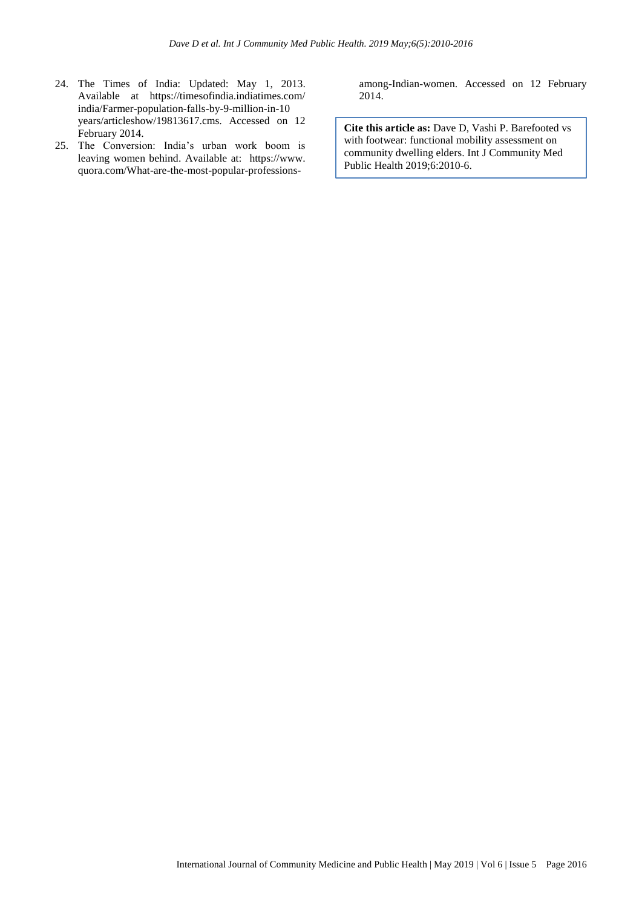24. The Times of India: Updated: May 1, 2013. Available at https://timesofindia.indiatimes.com/india/Farmer-population-falls-by-9-million-in-10 years/articleshow/19813617.cms. Accessed on 12 February 2014.
25. The Conversion: India's urban work boom is leaving women behind. Available at: https://www.quora.com/What-are-the-most-popular-professions-among-Indian-women. Accessed on 12 February 2014.

**Cite this article as:** Dave D, Vashi P. Barefooted vs with footwear: functional mobility assessment on community dwelling elders. Int J Community Med Public Health 2019;6:2010-6.